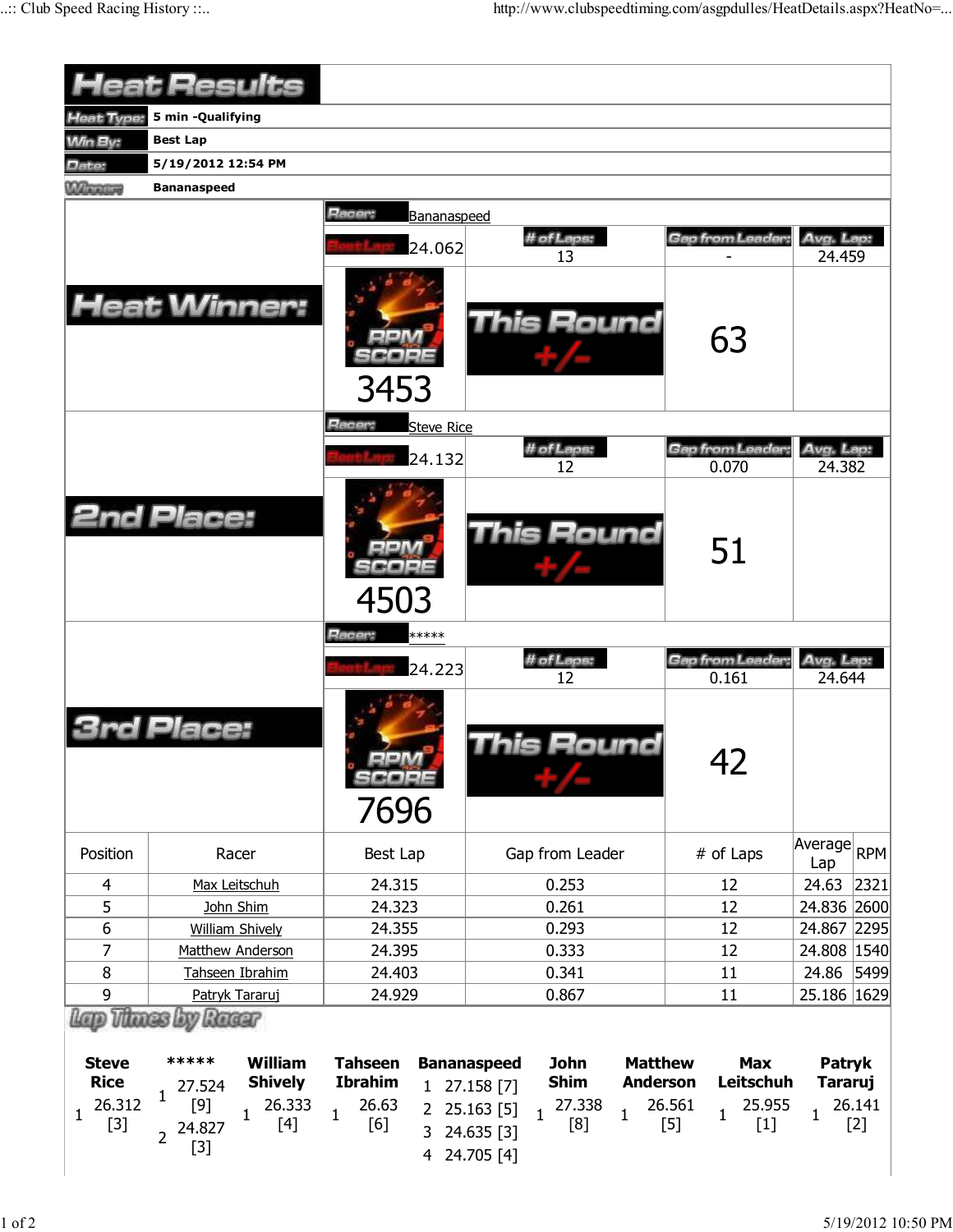# Heat Results

| | |
|---|---|
| Heat Type: | 5 min -Qualifying |
| Win By: | Best Lap |
| Date: | 5/19/2012 12:54 PM |
| Winner: | Bananaspeed |

## Heat Winner:

Racer: Bananaspeed

| Best Lap | # of Laps | Gap from Leader | Avg. Lap |
|---|---|---|---|
| 24.062 | 13 | - | 24.459 |

RPM SCORE: 3453

This Round +/-: 63

## 2nd Place:

Racer: Steve Rice

| Best Lap | # of Laps | Gap from Leader | Avg. Lap |
|---|---|---|---|
| 24.132 | 12 | 0.070 | 24.382 |

RPM SCORE: 4503

This Round +/-: 51

## 3rd Place:

Racer: *****

| Best Lap | # of Laps | Gap from Leader | Avg. Lap |
|---|---|---|---|
| 24.223 | 12 | 0.161 | 24.644 |

RPM SCORE: 7696

This Round +/-: 42

| Position | Racer | Best Lap | Gap from Leader | # of Laps | Average Lap | RPM |
|---|---|---|---|---|---|---|
| 4 | Max Leitschuh | 24.315 | 0.253 | 12 | 24.63 | 2321 |
| 5 | John Shim | 24.323 | 0.261 | 12 | 24.836 | 2600 |
| 6 | William Shively | 24.355 | 0.293 | 12 | 24.867 | 2295 |
| 7 | Matthew Anderson | 24.395 | 0.333 | 12 | 24.808 | 1540 |
| 8 | Tahseen Ibrahim | 24.403 | 0.341 | 11 | 24.86 | 5499 |
| 9 | Patryk Tararuj | 24.929 | 0.867 | 11 | 25.186 | 1629 |

## Lap Times by Racer

| Steve Rice | ***** | William Shively | Tahseen Ibrahim | Bananaspeed | John Shim | Matthew Anderson | Max Leitschuh | Patryk Tararuj |
|---|---|---|---|---|---|---|---|---|
| 1 26.312 [3] | 1 27.524 [9] | 1 26.333 [4] | 1 26.63 [6] | 1 27.158 [7] | 1 27.338 [8] | 1 26.561 [5] | 1 25.955 [1] | 1 26.141 [2] |
| | 2 24.827 [3] | | | 2 25.163 [5] | | | | |
| | | | | 3 24.635 [3] | | | | |
| | | | | 4 24.705 [4] | | | | |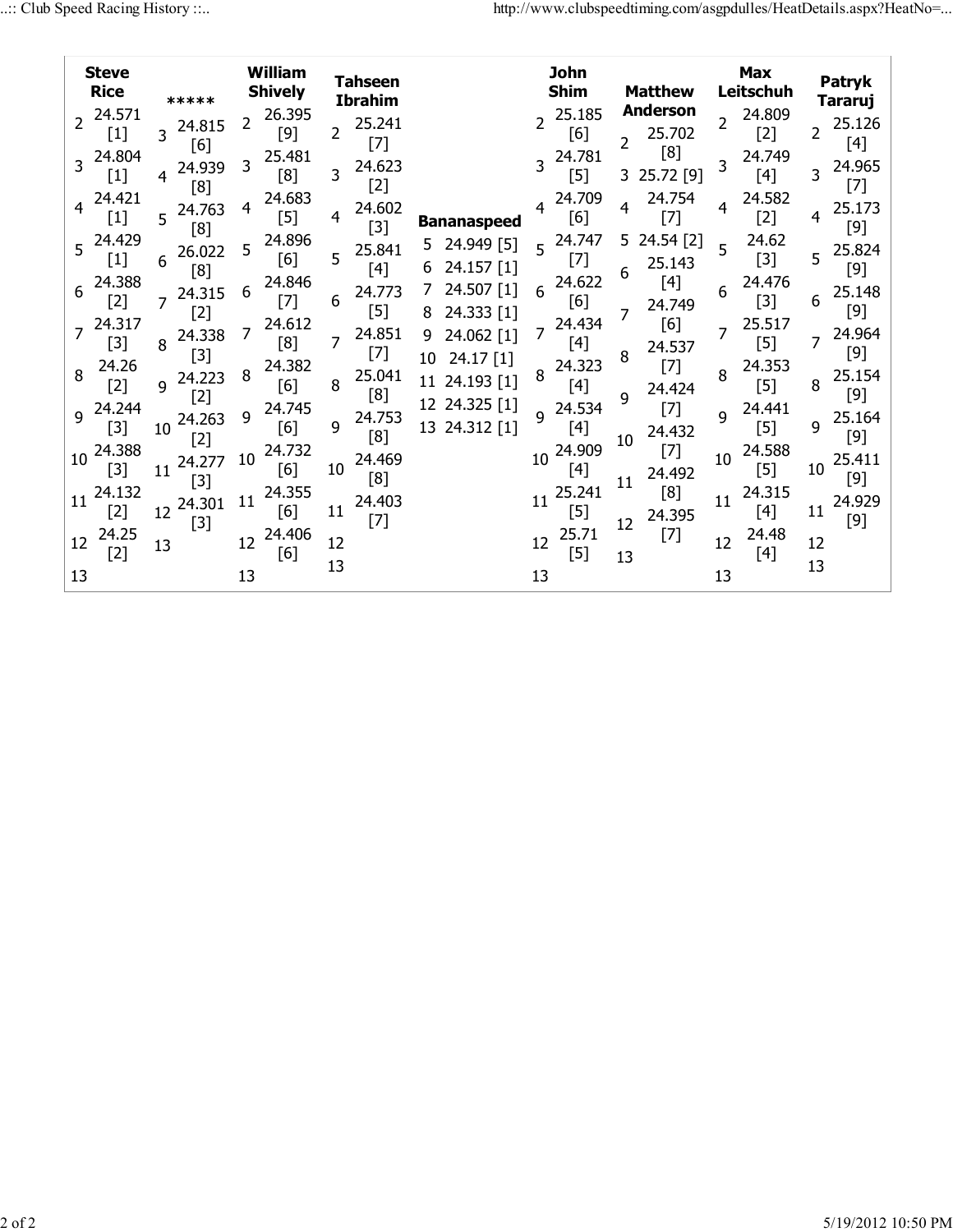| Lap | Steve Rice | ***** | William Shively | Tahseen Ibrahim | Bananaspeed | John Shim | Matthew Anderson | Max Leitschuh | Patryk Tararuj |
|---|---|---|---|---|---|---|---|---|---|
| 2 | 24.571 [1] | | 26.395 [9] | 25.241 [7] | | 25.185 [6] | 25.702 [8] | 24.809 [2] | 25.126 [4] |
| 3 | 24.804 [1] | 24.815 [6] | 25.481 [8] | 24.623 [2] | | 24.781 [5] | 25.72 [9] | 24.749 [4] | 24.965 [7] |
| 4 | 24.421 [1] | 24.939 [8] | 24.683 [5] | 24.602 [3] | | 24.709 [6] | 24.754 [7] | 24.582 [2] | 25.173 [9] |
| 5 | 24.429 [1] | 24.763 [8] | 24.896 [6] | 25.841 [4] | 24.949 [5] | 24.747 [7] | 24.54 [2] | 24.62 [3] | 25.824 [9] |
| 6 | 24.388 [2] | 26.022 [8] | 24.846 [7] | 24.773 [5] | 24.157 [1] | 24.622 [6] | 25.143 [4] | 24.476 [3] | 25.148 [9] |
| 7 | 24.317 [3] | 24.315 [2] | 24.612 [8] | 24.851 [7] | 24.507 [1] | 24.434 [4] | 24.749 [6] | 25.517 [5] | 24.964 [9] |
| 8 | 24.26 [2] | 24.338 [3] | 24.382 [6] | 25.041 [8] | 24.333 [1] | 24.323 [4] | 24.537 [7] | 24.353 [5] | 25.154 [9] |
| 9 | 24.244 [3] | 24.223 [2] | 24.745 [6] | 24.753 [8] | 24.062 [1] | 24.534 [4] | 24.424 [7] | 24.441 [5] | 25.164 [9] |
| 10 | 24.388 [3] | 24.263 [2] | 24.732 [6] | 24.469 [8] | 24.17 [1] | 24.909 [4] | 24.432 [7] | 24.588 [5] | 25.411 [9] |
| 11 | 24.132 [2] | 24.277 [3] | 24.355 [6] | 24.403 [7] | 24.193 [1] | 25.241 [5] | 24.492 [8] | 24.315 [4] | 24.929 [9] |
| 12 | 24.25 [2] | 24.301 [3] | 24.406 [6] | | 24.325 [1] | 25.71 [5] | 24.395 [7] | 24.48 [4] | |
| 13 | | | | | 24.312 [1] | | | | |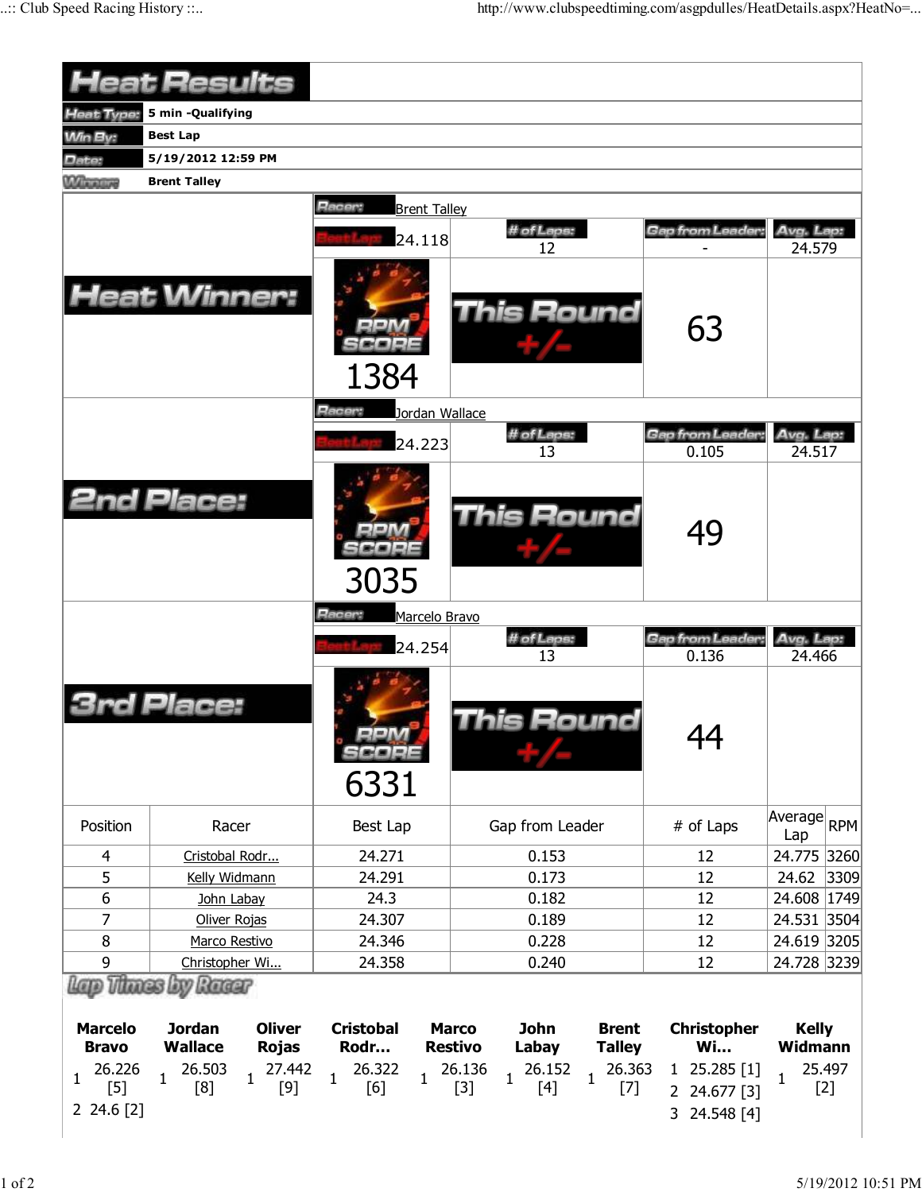# Heat Results

| | |
|---|---|
| **Heat Type:** | **5 min -Qualifying** |
| **Win By:** | **Best Lap** |
| **Date:** | **5/19/2012 12:59 PM** |
| **Winner:** | **Brent Talley** |

## Heat Winner:

**Racer:** Brent Talley

| Best Lap | # of Laps | Gap from Leader | Avg. Lap |
|---|---|---|---|
| 24.118 | 12 | - | 24.579 |

RPM SCORE: 1384

This Round +/-: 63

## 2nd Place:

**Racer:** Jordan Wallace

| Best Lap | # of Laps | Gap from Leader | Avg. Lap |
|---|---|---|---|
| 24.223 | 13 | 0.105 | 24.517 |

RPM SCORE: 3035

This Round +/-: 49

## 3rd Place:

**Racer:** Marcelo Bravo

| Best Lap | # of Laps | Gap from Leader | Avg. Lap |
|---|---|---|---|
| 24.254 | 13 | 0.136 | 24.466 |

RPM SCORE: 6331

This Round +/-: 44

| Position | Racer | Best Lap | Gap from Leader | # of Laps | Average Lap | RPM |
|---|---|---|---|---|---|---|
| 4 | Cristobal Rodr... | 24.271 | 0.153 | 12 | 24.775 | 3260 |
| 5 | Kelly Widmann | 24.291 | 0.173 | 12 | 24.62 | 3309 |
| 6 | John Labay | 24.3 | 0.182 | 12 | 24.608 | 1749 |
| 7 | Oliver Rojas | 24.307 | 0.189 | 12 | 24.531 | 3504 |
| 8 | Marco Restivo | 24.346 | 0.228 | 12 | 24.619 | 3205 |
| 9 | Christopher Wi... | 24.358 | 0.240 | 12 | 24.728 | 3239 |

## Lap Times by Racer

| Marcelo Bravo | Jordan Wallace | Oliver Rojas | Cristobal Rodr... | Marco Restivo | John Labay | Brent Talley | Christopher Wi... | Kelly Widmann |
|---|---|---|---|---|---|---|---|---|
| 1 26.226 [5] | 1 26.503 [8] | 1 27.442 [9] | 1 26.322 [6] | 1 26.136 [3] | 1 26.152 [4] | 1 26.363 [7] | 1 25.285 [1] | 1 25.497 [2] |
| 2 24.6 [2] | | | | | | | 2 24.677 [3] | |
| | | | | | | | 3 24.548 [4] | |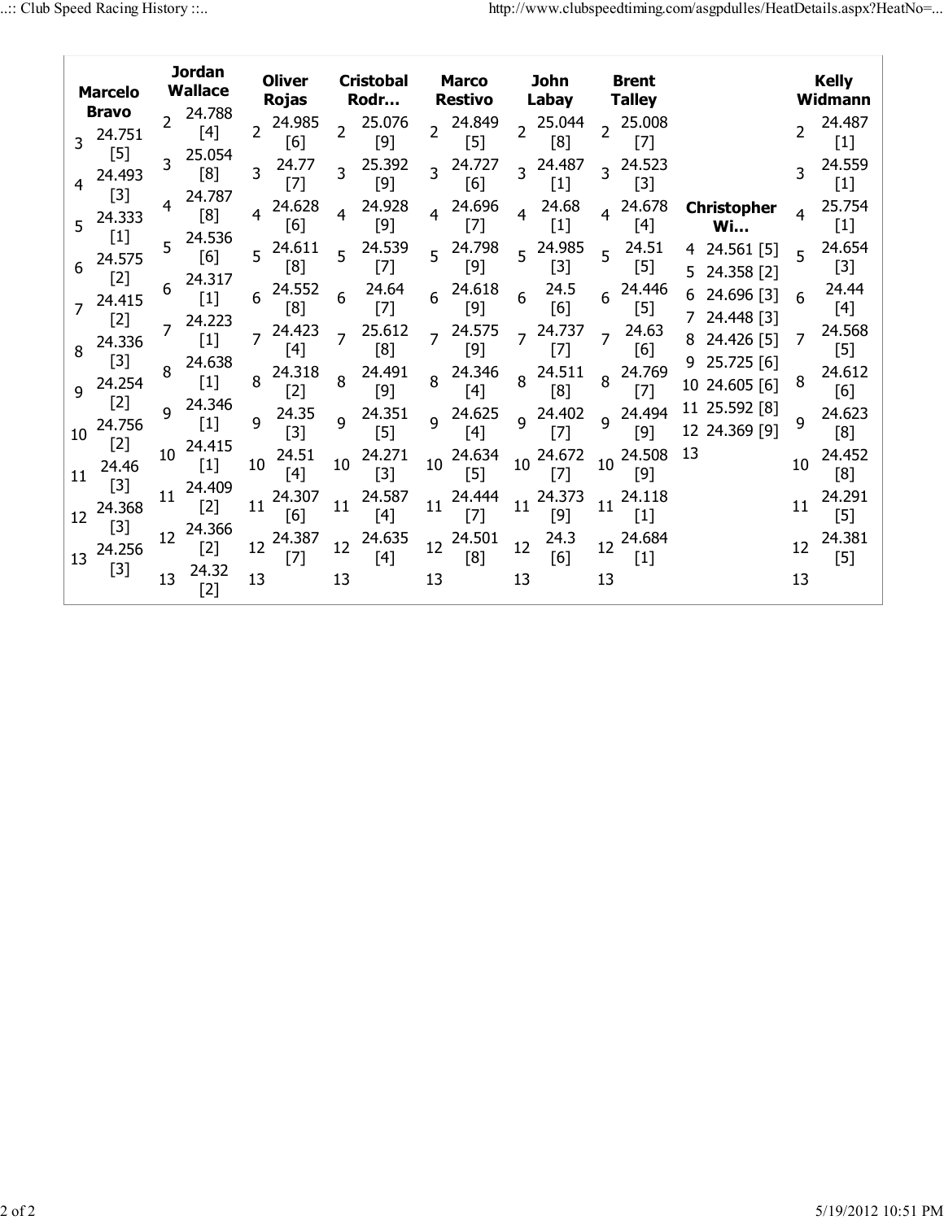| Marcelo Bravo | Jordan Wallace | Oliver Rojas | Cristobal Rodr… | Marco Restivo | John Labay | Brent Talley | Christopher Wi… | Kelly Widmann |
|---|---|---|---|---|---|---|---|---|
| | 2 24.788 [4] | 2 24.985 [6] | 2 25.076 [9] | 2 24.849 [5] | 2 25.044 [8] | 2 25.008 [7] | | 2 24.487 [1] |
| 3 24.751 [5] | 3 25.054 [8] | 3 24.77 [7] | 3 25.392 [9] | 3 24.727 [6] | 3 24.487 [1] | 3 24.523 [3] | | 3 24.559 [1] |
| 4 24.493 [3] | 4 24.787 [8] | 4 24.628 [6] | 4 24.928 [9] | 4 24.696 [7] | 4 24.68 [1] | 4 24.678 [4] | 4 24.561 [5] | 4 25.754 [1] |
| 5 24.333 [1] | 5 24.536 [6] | 5 24.611 [8] | 5 24.539 [7] | 5 24.798 [9] | 5 24.985 [3] | 5 24.51 [5] | 5 24.358 [2] | 5 24.654 [3] |
| 6 24.575 [2] | 6 24.317 [1] | 6 24.552 [8] | 6 24.64 [7] | 6 24.618 [9] | 6 24.5 [6] | 6 24.446 [5] | 6 24.696 [3] | 6 24.44 [4] |
| 7 24.415 [2] | 7 24.223 [1] | 7 24.423 [4] | 7 25.612 [8] | 7 24.575 [9] | 7 24.737 [7] | 7 24.63 [6] | 7 24.448 [3] | 7 24.568 [5] |
| 8 24.336 [3] | 8 24.638 [1] | 8 24.318 [2] | 8 24.491 [9] | 8 24.346 [4] | 8 24.511 [8] | 8 24.769 [7] | 8 24.426 [5] | 8 24.612 [6] |
| 9 24.254 [2] | 9 24.346 [1] | 9 24.35 [3] | 9 24.351 [5] | 9 24.625 [4] | 9 24.402 [7] | 9 24.494 [9] | 9 25.725 [6] | 9 24.623 [8] |
| 10 24.756 [2] | 10 24.415 [1] | 10 24.51 [4] | 10 24.271 [3] | 10 24.634 [5] | 10 24.672 [7] | 10 24.508 [9] | 10 24.605 [6] | 10 24.452 [8] |
| 11 24.46 [3] | 11 24.409 [2] | 11 24.307 [6] | 11 24.587 [4] | 11 24.444 [7] | 11 24.373 [9] | 11 24.118 [1] | 11 25.592 [8] | 11 24.291 [5] |
| 12 24.368 [3] | 12 24.366 [2] | 12 24.387 [7] | 12 24.635 [4] | 12 24.501 [8] | 12 24.3 [6] | 12 24.684 [1] | 12 24.369 [9] | 12 24.381 [5] |
| 13 24.256 [3] | 13 24.32 [2] | 13 | 13 | 13 | 13 | 13 | 13 | 13 |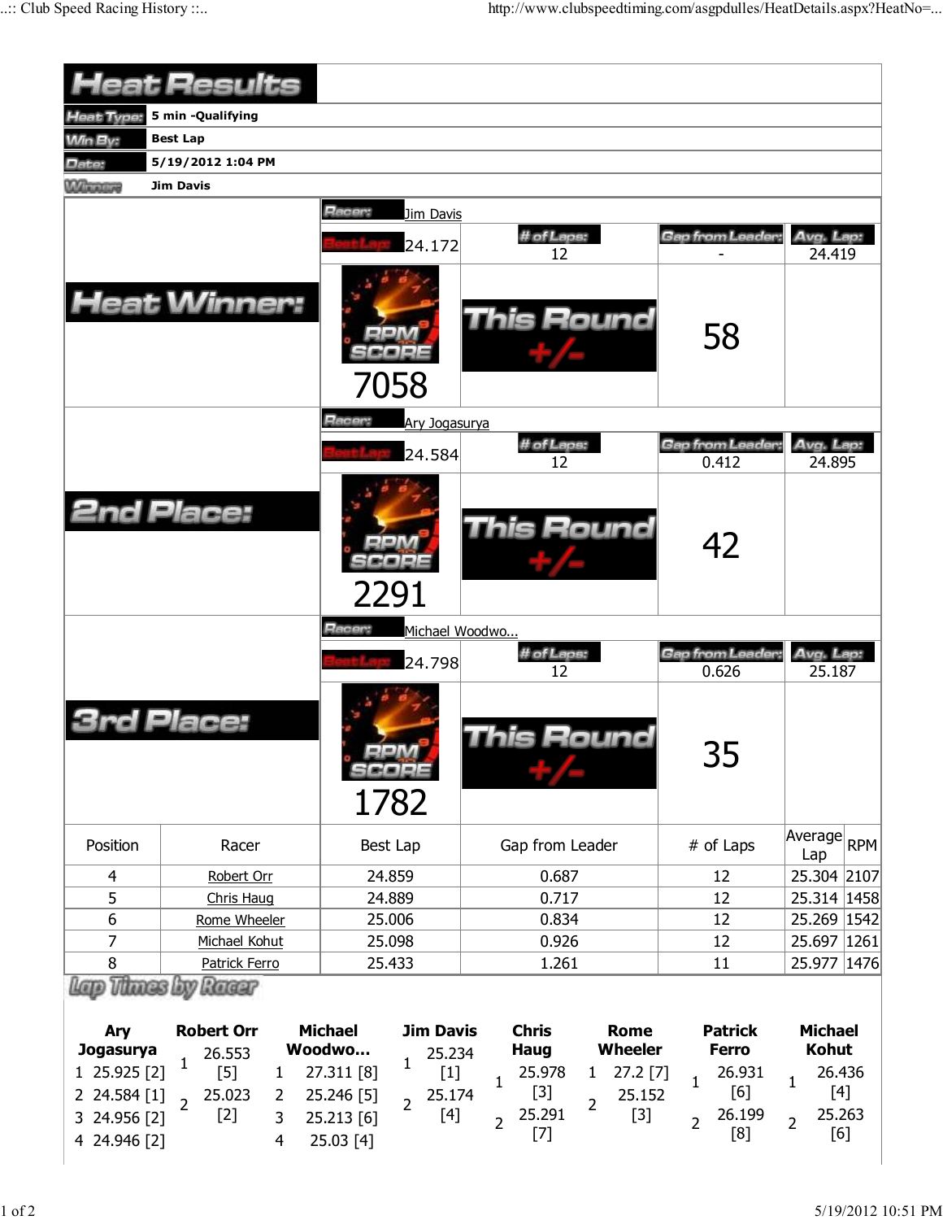# Heat Results

| | |
|---|---|
| Heat Type: | 5 min -Qualifying |
| Win By: | Best Lap |
| Date: | 5/19/2012 1:04 PM |
| Winner: | Jim Davis |

## Heat Winner:

Racer: Jim Davis

| Best Lap: | # of Laps: | Gap from Leader: | Avg. Lap: |
|---|---|---|---|
| 24.172 | 12 | - | 24.419 |

RPM SCORE: 7058

This Round +/-: 58

## 2nd Place:

Racer: Ary Jogasurya

| Best Lap: | # of Laps: | Gap from Leader: | Avg. Lap: |
|---|---|---|---|
| 24.584 | 12 | 0.412 | 24.895 |

RPM SCORE: 2291

This Round +/-: 42

## 3rd Place:

Racer: Michael Woodwo...

| Best Lap: | # of Laps: | Gap from Leader: | Avg. Lap: |
|---|---|---|---|
| 24.798 | 12 | 0.626 | 25.187 |

RPM SCORE: 1782

This Round +/-: 35

| Position | Racer | Best Lap | Gap from Leader | # of Laps | Average Lap | RPM |
|---|---|---|---|---|---|---|
| 4 | Robert Orr | 24.859 | 0.687 | 12 | 25.304 | 2107 |
| 5 | Chris Haug | 24.889 | 0.717 | 12 | 25.314 | 1458 |
| 6 | Rome Wheeler | 25.006 | 0.834 | 12 | 25.269 | 1542 |
| 7 | Michael Kohut | 25.098 | 0.926 | 12 | 25.697 | 1261 |
| 8 | Patrick Ferro | 25.433 | 1.261 | 11 | 25.977 | 1476 |

## Lap Times by Racer

| Lap | Ary Jogasurya | Robert Orr | Michael Woodwo... | Jim Davis | Chris Haug | Rome Wheeler | Patrick Ferro | Michael Kohut |
|---|---|---|---|---|---|---|---|---|
| 1 | 25.925 [2] | 26.553 [5] | 27.311 [8] | 25.234 [1] | 25.978 [3] | 27.2 [7] | 26.931 [6] | 26.436 [4] |
| 2 | 24.584 [1] | 25.023 [2] | 25.246 [5] | 25.174 [4] | 25.291 [7] | 25.152 [3] | 26.199 [8] | 25.263 [6] |
| 3 | 24.956 [2] | | 25.213 [6] | | | | | |
| 4 | 24.946 [2] | | 25.03 [4] | | | | | |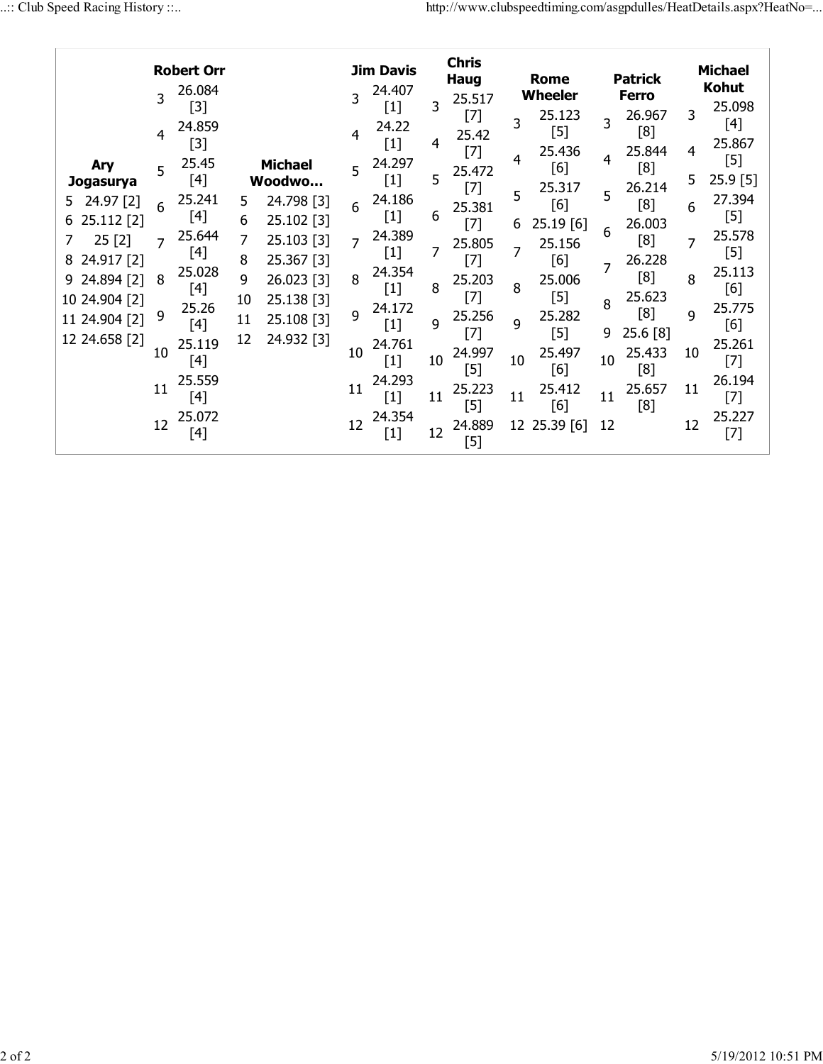| Ary Jogasurya | | Robert Orr | | Michael Woodwo... | | Jim Davis | | Chris Haug | | Rome Wheeler | | Patrick Ferro | | Michael Kohut | |
|---|---|---|---|---|---|---|---|---|---|---|---|---|---|---|---|
| | | 3 | 26.084 [3] | | | 3 | 24.407 [1] | 3 | 25.517 [7] | 3 | 25.123 [5] | 3 | 26.967 [8] | 3 | 25.098 [4] |
| | | 4 | 24.859 [3] | | | 4 | 24.22 [1] | 4 | 25.42 [7] | 4 | 25.436 [6] | 4 | 25.844 [8] | 4 | 25.867 [5] |
| 5 | 24.97 [2] | 5 | 25.45 [4] | 5 | 24.798 [3] | 5 | 24.297 [1] | 5 | 25.472 [7] | 5 | 25.317 [6] | 5 | 26.214 [8] | 5 | 25.9 [5] |
| 6 | 25.112 [2] | 6 | 25.241 [4] | 6 | 25.102 [3] | 6 | 24.186 [1] | 6 | 25.381 [7] | 6 | 25.19 [6] | 6 | 26.003 [8] | 6 | 27.394 [5] |
| 7 | 25 [2] | 7 | 25.644 [4] | 7 | 25.103 [3] | 7 | 24.389 [1] | 7 | 25.805 [7] | 7 | 25.156 [6] | 7 | 26.228 [8] | 7 | 25.578 [5] |
| 8 | 24.917 [2] | 8 | 25.028 [4] | 8 | 25.367 [3] | 8 | 24.354 [1] | 8 | 25.203 [7] | 8 | 25.006 [5] | 8 | 25.623 [8] | 8 | 25.113 [6] |
| 9 | 24.894 [2] | 9 | 25.26 [4] | 9 | 26.023 [3] | 9 | 24.172 [1] | 9 | 25.256 [7] | 9 | 25.282 [5] | 9 | 25.6 [8] | 9 | 25.775 [6] |
| 10 | 24.904 [2] | 10 | 25.119 [4] | 10 | 25.138 [3] | 10 | 24.761 [1] | 10 | 24.997 [5] | 10 | 25.497 [6] | 10 | 25.433 [8] | 10 | 25.261 [7] |
| 11 | 24.904 [2] | 11 | 25.559 [4] | 11 | 25.108 [3] | 11 | 24.293 [1] | 11 | 25.223 [5] | 11 | 25.412 [6] | 11 | 25.657 [8] | 11 | 26.194 [7] |
| 12 | 24.658 [2] | 12 | 25.072 [4] | 12 | 24.932 [3] | 12 | 24.354 [1] | 12 | 24.889 [5] | 12 | 25.39 [6] | 12 | | 12 | 25.227 [7] |